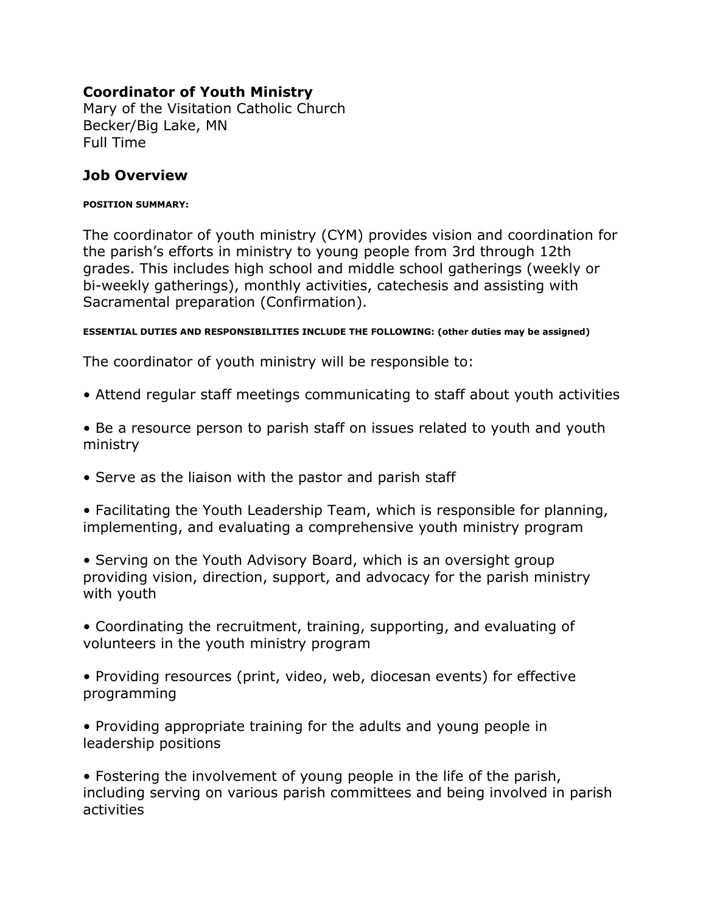**Coordinator of Youth Ministry**
Mary of the Visitation Catholic Church
Becker/Big Lake, MN
Full Time

## Job Overview

**POSITION SUMMARY:**

The coordinator of youth ministry (CYM) provides vision and coordination for the parish's efforts in ministry to young people from 3rd through 12th grades. This includes high school and middle school gatherings (weekly or bi-weekly gatherings), monthly activities, catechesis and assisting with Sacramental preparation (Confirmation).

**ESSENTIAL DUTIES AND RESPONSIBILITIES INCLUDE THE FOLLOWING: (other duties may be assigned)**

The coordinator of youth ministry will be responsible to:

- Attend regular staff meetings communicating to staff about youth activities
- Be a resource person to parish staff on issues related to youth and youth ministry
- Serve as the liaison with the pastor and parish staff
- Facilitating the Youth Leadership Team, which is responsible for planning, implementing, and evaluating a comprehensive youth ministry program
- Serving on the Youth Advisory Board, which is an oversight group providing vision, direction, support, and advocacy for the parish ministry with youth
- Coordinating the recruitment, training, supporting, and evaluating of volunteers in the youth ministry program
- Providing resources (print, video, web, diocesan events) for effective programming
- Providing appropriate training for the adults and young people in leadership positions
- Fostering the involvement of young people in the life of the parish, including serving on various parish committees and being involved in parish activities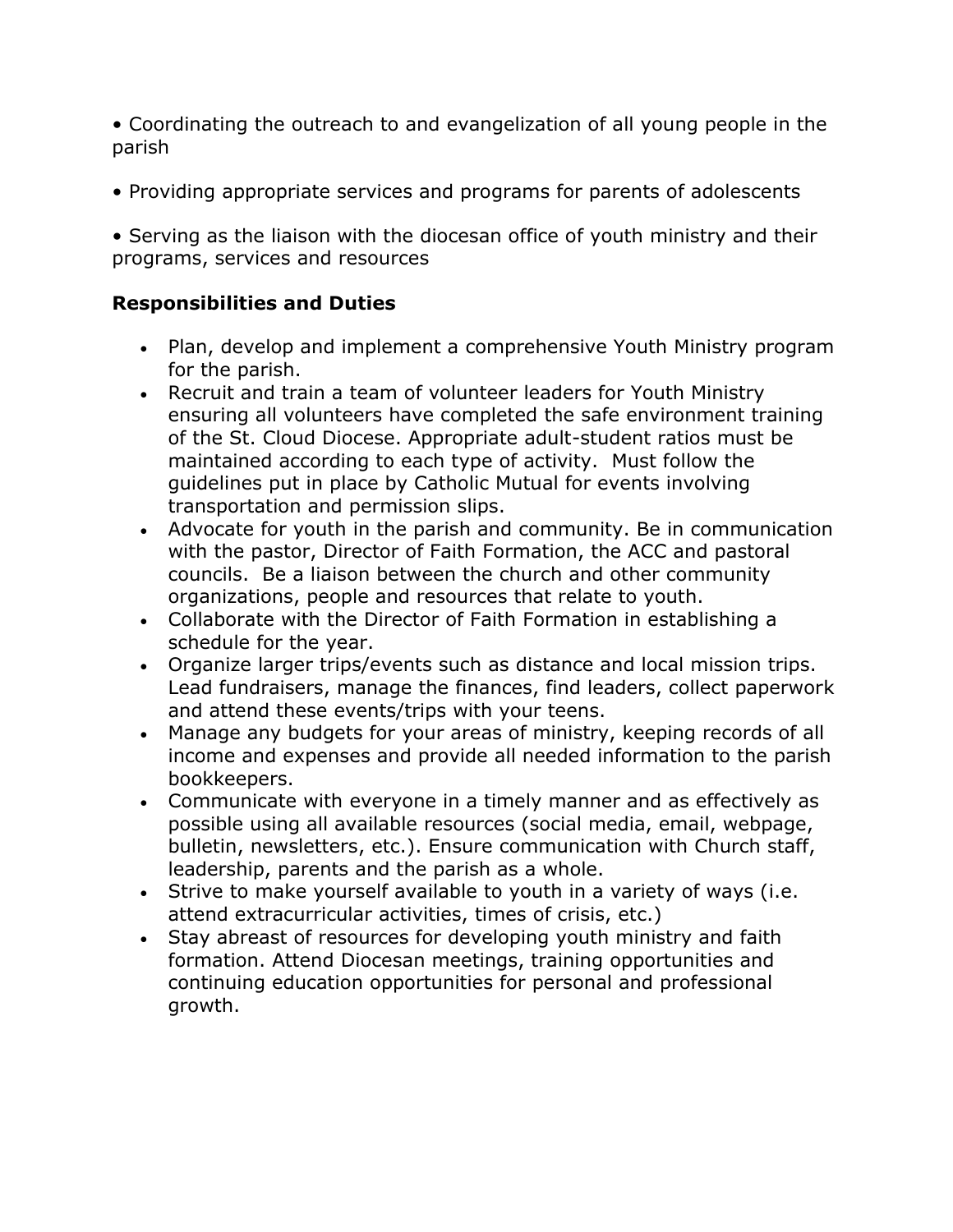• Coordinating the outreach to and evangelization of all young people in the parish

• Providing appropriate services and programs for parents of adolescents

• Serving as the liaison with the diocesan office of youth ministry and their programs, services and resources

**Responsibilities and Duties**

- Plan, develop and implement a comprehensive Youth Ministry program for the parish.
- Recruit and train a team of volunteer leaders for Youth Ministry ensuring all volunteers have completed the safe environment training of the St. Cloud Diocese. Appropriate adult-student ratios must be maintained according to each type of activity. Must follow the guidelines put in place by Catholic Mutual for events involving transportation and permission slips.
- Advocate for youth in the parish and community. Be in communication with the pastor, Director of Faith Formation, the ACC and pastoral councils. Be a liaison between the church and other community organizations, people and resources that relate to youth.
- Collaborate with the Director of Faith Formation in establishing a schedule for the year.
- Organize larger trips/events such as distance and local mission trips. Lead fundraisers, manage the finances, find leaders, collect paperwork and attend these events/trips with your teens.
- Manage any budgets for your areas of ministry, keeping records of all income and expenses and provide all needed information to the parish bookkeepers.
- Communicate with everyone in a timely manner and as effectively as possible using all available resources (social media, email, webpage, bulletin, newsletters, etc.). Ensure communication with Church staff, leadership, parents and the parish as a whole.
- Strive to make yourself available to youth in a variety of ways (i.e. attend extracurricular activities, times of crisis, etc.)
- Stay abreast of resources for developing youth ministry and faith formation. Attend Diocesan meetings, training opportunities and continuing education opportunities for personal and professional growth.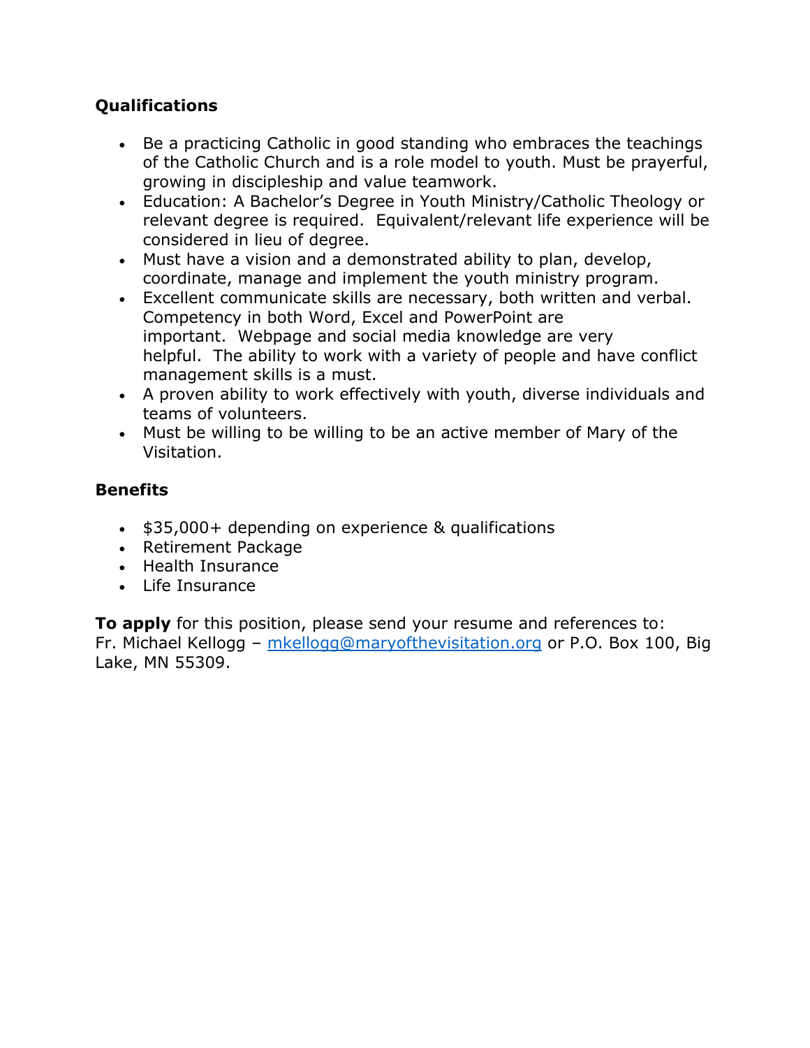**Qualifications**

- Be a practicing Catholic in good standing who embraces the teachings of the Catholic Church and is a role model to youth. Must be prayerful, growing in discipleship and value teamwork.
- Education: A Bachelor's Degree in Youth Ministry/Catholic Theology or relevant degree is required. Equivalent/relevant life experience will be considered in lieu of degree.
- Must have a vision and a demonstrated ability to plan, develop, coordinate, manage and implement the youth ministry program.
- Excellent communicate skills are necessary, both written and verbal. Competency in both Word, Excel and PowerPoint are important. Webpage and social media knowledge are very helpful. The ability to work with a variety of people and have conflict management skills is a must.
- A proven ability to work effectively with youth, diverse individuals and teams of volunteers.
- Must be willing to be willing to be an active member of Mary of the Visitation.

**Benefits**

- $35,000+ depending on experience & qualifications
- Retirement Package
- Health Insurance
- Life Insurance

**To apply** for this position, please send your resume and references to: Fr. Michael Kellogg – mkellogg@maryofthevisitation.org or P.O. Box 100, Big Lake, MN 55309.